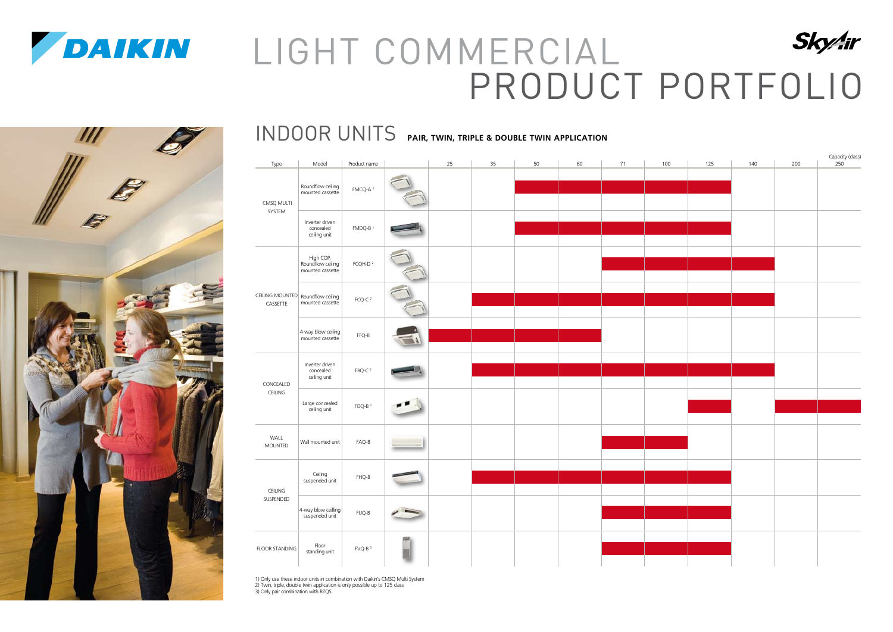# LIGHT COMMERCIAL PRODUCT PORTFOLIO

## INDOOR UNITS **PAIR, TWIN, TRIPLE & DOUBLE TWIN APPLICATION**

Capacity (class)

| Type | Model | Product name | 25 | 35 | 50 | 60 | 71 | 100 | 125 | 140 | 200 | 250 |
|---|---|---|---|---|---|---|---|---|---|---|---|---|
| CMSQ MULTI SYSTEM | Roundflow ceiling mounted cassette | FMCQ-A [1] | | | ● | ● | ● | ● | ● | | | |
| | Inverter driven concealed ceiling unit | FMDQ-B [1] | | | ● | ● | ● | ● | ● | | | |
| CEILING MOUNTED CASSETTE | High COP, Roundflow ceiling mounted cassette | FCQH-D [2] | | | | | ● | ● | ● | ● | | |
| | Roundflow ceiling mounted cassette | FCQ-C [2] | | ● | ● | ● | ● | ● | ● | ● | | |
| | 4-way blow ceiling mounted cassette | FFQ-B | ● | ● | ● | ● | | | | | | |
| CONCEALED CEILING | Inverter driven concealed ceiling unit | FBQ-C [2] | | ● | ● | ● | ● | ● | ● | ● | | |
| | Large concealed ceiling unit | FDQ-B [2] | | | | | | | ● | | ● | ● |
| WALL MOUNTED | Wall mounted unit | FAQ-B | | | | | ● | ● | | | | |
| CEILING SUSPENDED | Ceiling suspended unit | FHQ-B | | ● | ● | ● | ● | ● | ● | | | |
| | 4-way blow ceiling suspended unit | FUQ-B | | | | | ● | ● | ● | | | |
| FLOOR STANDING | Floor standing unit | FVQ-B [3] | | | | | ● | ● | ● | | | |

1) Only use these indoor units in combination with Daikin's CMSQ Multi System
2) Twin, triple, double twin application is only possible up to 125 class
3) Only pair combination with RZQS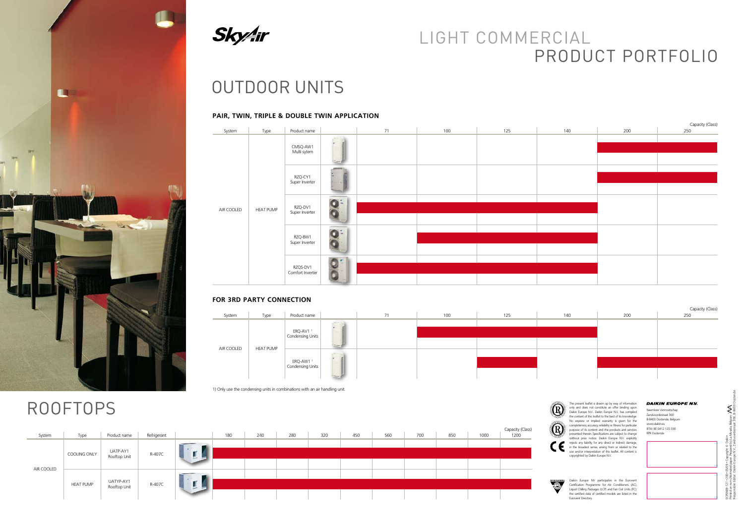# SkyAir

# LIGHT COMMERCIAL PRODUCT PORTFOLIO

## OUTDOOR UNITS

### PAIR, TWIN, TRIPLE & DOUBLE TWIN APPLICATION

Capacity (Class)

| System | Type | Product name | | 71 | 100 | 125 | 140 | 200 | 250 |
|---|---|---|---|---|---|---|---|---|---|
| AIR COOLED | HEAT PUMP | CMSQ-AW1 Multi sytem | | | | | | | |
| | | RZQ-CY1 Super Inverter | | | | | | | |
| | | RZQ-DV1 Super Inverter | | | | | | | |
| | | RZQ-BW1 Super Inverter | | | | | | | |
| | | RZQS-DV1 Comfort Inverter | | | | | | | |

### FOR 3RD PARTY CONNECTION

Capacity (Class)

| System | Type | Product name | | 71 | 100 | 125 | 140 | 200 | 250 |
|---|---|---|---|---|---|---|---|---|---|
| AIR COOLED | HEAT PUMP | ERQ-AV1 [1] Condensing Units | | | | | | | |
| | | ERQ-AW1 [1] Condensing Units | | | | | | | |

1) Only use the condensing units in combinations with an air handling unit.

## ROOFTOPS

Capacity (Class)

| System | Type | Product name | Refrigerant | | 180 | 240 | 280 | 320 | 450 | 560 | 700 | 850 | 1000 | 1200 |
|---|---|---|---|---|---|---|---|---|---|---|---|---|---|---|
| AIR COOLED | COOLING ONLY | UATP-AY1 Rooftop Unit | R-407C | | | | | | | | | | | |
| | HEAT PUMP | UATYP-AY1 Rooftop Unit | R-407C | | | | | | | | | | | |

The present leaflet is drawn up by way of information only and does not constitute an offer binding upon Daikin Europe N.V.. Daikin Europe N.V. has compiled the content of this leaflet to the best of its knowledge. No express or implied warranty is given for the completeness, accuracy, reliability or fitness for particular purpose of its content and the products and services presented therein. Specifications are subject to change without prior notice. Daikin Europe N.V. explicitly rejects any liability for any direct or indirect damage, in the broadest sense, arising from or related to the use and/or interpretation of this leaflet. All content is copyrighted by Daikin Europe N.V.

Daikin Europe NV participates in the Eurovent Certification Programme for Air Conditioners (AC), Liquid Chilling Packages (LCP) and Fan Coil Units (FC); the certified data of certified models are listed in the Eurovent Directory.

**DAIKIN EUROPE N.V.**

Naamloze Vennootschap
Zandvoordestraat 300
B-8400 Oostende, Belgium
www.daikin.eu
BTW: BE 0412 120 336
RPR Oostende

ECPEN09-121 • 200 • 05/09 • Copyright © Daikin
Printed on non-chlorinated paper. Prepared by La Mouette, Belgium
Responsible Editor: Daikin Europe N.V., Zandvoordestraat 300, B-8400 Oostende